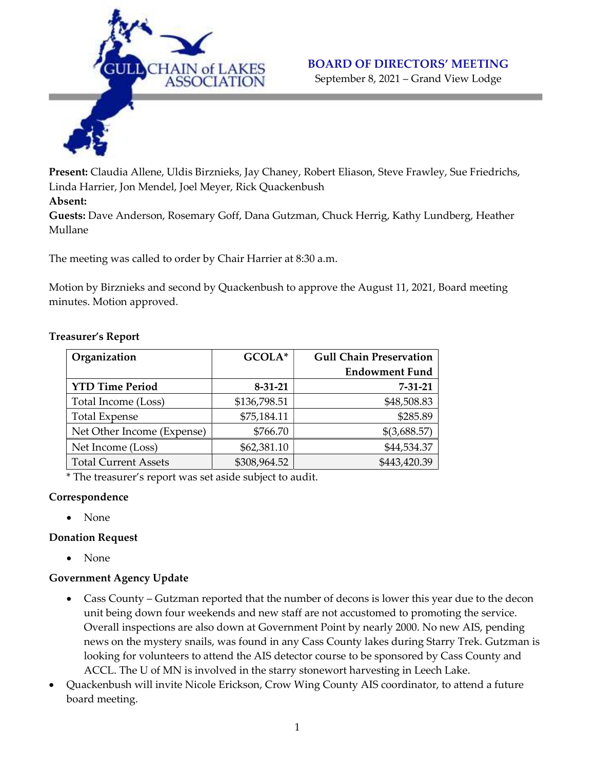GULL CHAIN of LAKES ASSOCIATION

# BOARD OF DIRECTORS' MEETING

September 8, 2021 – Grand View Lodge

**Present:** Claudia Allene, Uldis Birznieks, Jay Chaney, Robert Eliason, Steve Frawley, Sue Friedrichs, Linda Harrier, Jon Mendel, Joel Meyer, Rick Quackenbush
**Absent:**
**Guests:** Dave Anderson, Rosemary Goff, Dana Gutzman, Chuck Herrig, Kathy Lundberg, Heather Mullane

The meeting was called to order by Chair Harrier at 8:30 a.m.

Motion by Birznieks and second by Quackenbush to approve the August 11, 2021, Board meeting minutes. Motion approved.

**Treasurer's Report**

| Organization | GCOLA* | Gull Chain Preservation Endowment Fund |
|---|---|---|
| **YTD Time Period** | **8-31-21** | **7-31-21** |
| Total Income (Loss) | $136,798.51 | $48,508.83 |
| Total Expense | $75,184.11 | $285.89 |
| Net Other Income (Expense) | $766.70 | $(3,688.57) |
| Net Income (Loss) | $62,381.10 | $44,534.37 |
| Total Current Assets | $308,964.52 | $443,420.39 |

* The treasurer's report was set aside subject to audit.

**Correspondence**

- None

**Donation Request**

- None

**Government Agency Update**

- Cass County – Gutzman reported that the number of decons is lower this year due to the decon unit being down four weekends and new staff are not accustomed to promoting the service. Overall inspections are also down at Government Point by nearly 2000. No new AIS, pending news on the mystery snails, was found in any Cass County lakes during Starry Trek. Gutzman is looking for volunteers to attend the AIS detector course to be sponsored by Cass County and ACCL. The U of MN is involved in the starry stonewort harvesting in Leech Lake.
- Quackenbush will invite Nicole Erickson, Crow Wing County AIS coordinator, to attend a future board meeting.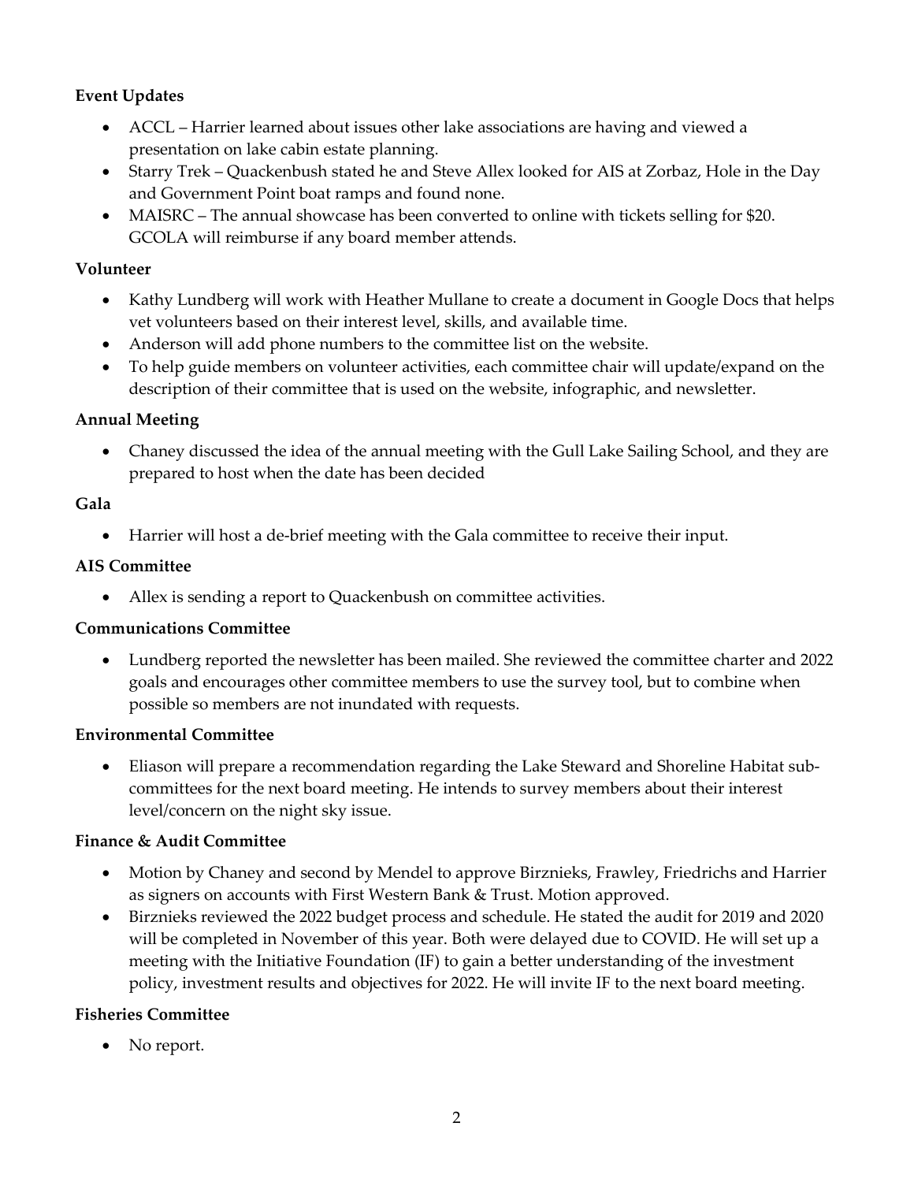**Event Updates**

- ACCL – Harrier learned about issues other lake associations are having and viewed a presentation on lake cabin estate planning.
- Starry Trek – Quackenbush stated he and Steve Allex looked for AIS at Zorbaz, Hole in the Day and Government Point boat ramps and found none.
- MAISRC – The annual showcase has been converted to online with tickets selling for $20. GCOLA will reimburse if any board member attends.

**Volunteer**

- Kathy Lundberg will work with Heather Mullane to create a document in Google Docs that helps vet volunteers based on their interest level, skills, and available time.
- Anderson will add phone numbers to the committee list on the website.
- To help guide members on volunteer activities, each committee chair will update/expand on the description of their committee that is used on the website, infographic, and newsletter.

**Annual Meeting**

- Chaney discussed the idea of the annual meeting with the Gull Lake Sailing School, and they are prepared to host when the date has been decided

**Gala**

- Harrier will host a de-brief meeting with the Gala committee to receive their input.

**AIS Committee**

- Allex is sending a report to Quackenbush on committee activities.

**Communications Committee**

- Lundberg reported the newsletter has been mailed. She reviewed the committee charter and 2022 goals and encourages other committee members to use the survey tool, but to combine when possible so members are not inundated with requests.

**Environmental Committee**

- Eliason will prepare a recommendation regarding the Lake Steward and Shoreline Habitat sub-committees for the next board meeting. He intends to survey members about their interest level/concern on the night sky issue.

**Finance & Audit Committee**

- Motion by Chaney and second by Mendel to approve Birznieks, Frawley, Friedrichs and Harrier as signers on accounts with First Western Bank & Trust. Motion approved.
- Birznieks reviewed the 2022 budget process and schedule. He stated the audit for 2019 and 2020 will be completed in November of this year. Both were delayed due to COVID. He will set up a meeting with the Initiative Foundation (IF) to gain a better understanding of the investment policy, investment results and objectives for 2022. He will invite IF to the next board meeting.

**Fisheries Committee**

- No report.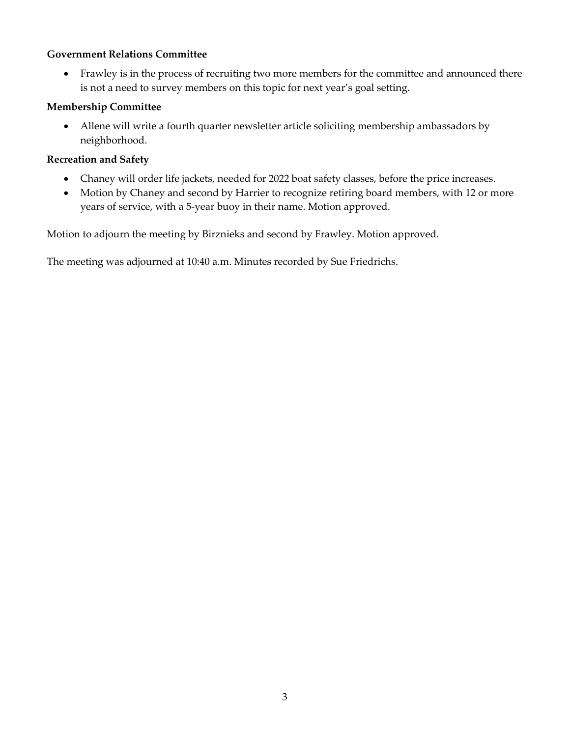**Government Relations Committee**

- Frawley is in the process of recruiting two more members for the committee and announced there is not a need to survey members on this topic for next year's goal setting.

**Membership Committee**

- Allene will write a fourth quarter newsletter article soliciting membership ambassadors by neighborhood.

**Recreation and Safety**

- Chaney will order life jackets, needed for 2022 boat safety classes, before the price increases.
- Motion by Chaney and second by Harrier to recognize retiring board members, with 12 or more years of service, with a 5-year buoy in their name. Motion approved.

Motion to adjourn the meeting by Birznieks and second by Frawley. Motion approved.

The meeting was adjourned at 10:40 a.m. Minutes recorded by Sue Friedrichs.